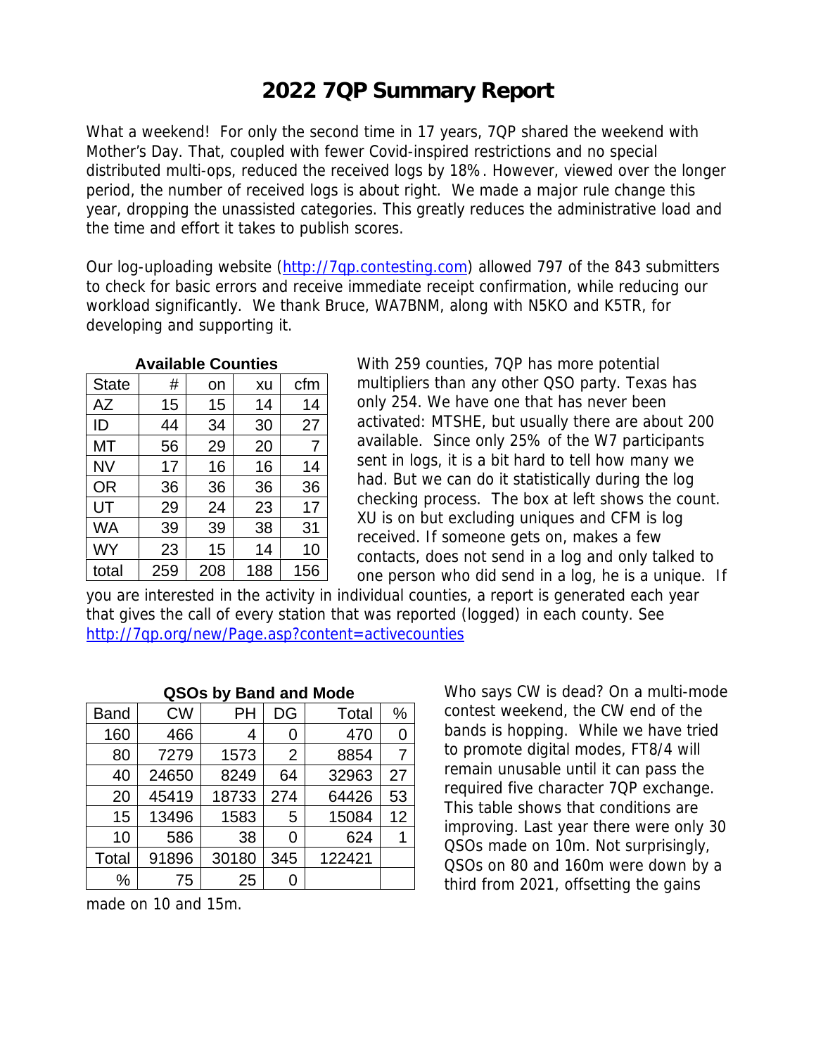# 2022 7QP Summary Report

What a weekend! For only the second time in 17 years, 7QP shared the weekend with Mother's Day. That, coupled with fewer Covid-inspired restrictions and no special distributed multi-ops, reduced the received logs by 18%. However, viewed over the longer period, the number of received logs is about right. We made a major rule change this year, dropping the unassisted categories. This greatly reduces the administrative load and the time and effort it takes to publish scores.

Our log-uploading website (http://7qp.contesting.com) allowed 797 of the 843 submitters to check for basic errors and receive immediate receipt confirmation, while reducing our workload significantly. We thank Bruce, WA7BNM, along with N5KO and K5TR, for developing and supporting it.

**Available Counties**

| State | # | on | xu | cfm |
|---|---|---|---|---|
| AZ | 15 | 15 | 14 | 14 |
| ID | 44 | 34 | 30 | 27 |
| MT | 56 | 29 | 20 | 7 |
| NV | 17 | 16 | 16 | 14 |
| OR | 36 | 36 | 36 | 36 |
| UT | 29 | 24 | 23 | 17 |
| WA | 39 | 39 | 38 | 31 |
| WY | 23 | 15 | 14 | 10 |
| total | 259 | 208 | 188 | 156 |

With 259 counties, 7QP has more potential multipliers than any other QSO party. Texas has only 254. We have one that has never been activated: MTSHE, but usually there are about 200 available. Since only 25% of the W7 participants sent in logs, it is a bit hard to tell how many we had. But we can do it statistically during the log checking process. The box at left shows the count. XU is on but excluding uniques and CFM is log received. If someone gets on, makes a few contacts, does not send in a log and only talked to one person who did send in a log, he is a unique. If you are interested in the activity in individual counties, a report is generated each year that gives the call of every station that was reported (logged) in each county. See http://7qp.org/new/Page.asp?content=activecounties

**QSOs by Band and Mode**

| Band | CW | PH | DG | Total | % |
|---|---|---|---|---|---|
| 160 | 466 | 4 | 0 | 470 | 0 |
| 80 | 7279 | 1573 | 2 | 8854 | 7 |
| 40 | 24650 | 8249 | 64 | 32963 | 27 |
| 20 | 45419 | 18733 | 274 | 64426 | 53 |
| 15 | 13496 | 1583 | 5 | 15084 | 12 |
| 10 | 586 | 38 | 0 | 624 | 1 |
| Total | 91896 | 30180 | 345 | 122421 | |
| % | 75 | 25 | 0 | | |

Who says CW is dead? On a multi-mode contest weekend, the CW end of the bands is hopping. While we have tried to promote digital modes, FT8/4 will remain unusable until it can pass the required five character 7QP exchange. This table shows that conditions are improving. Last year there were only 30 QSOs made on 10m. Not surprisingly, QSOs on 80 and 160m were down by a third from 2021, offsetting the gains made on 10 and 15m.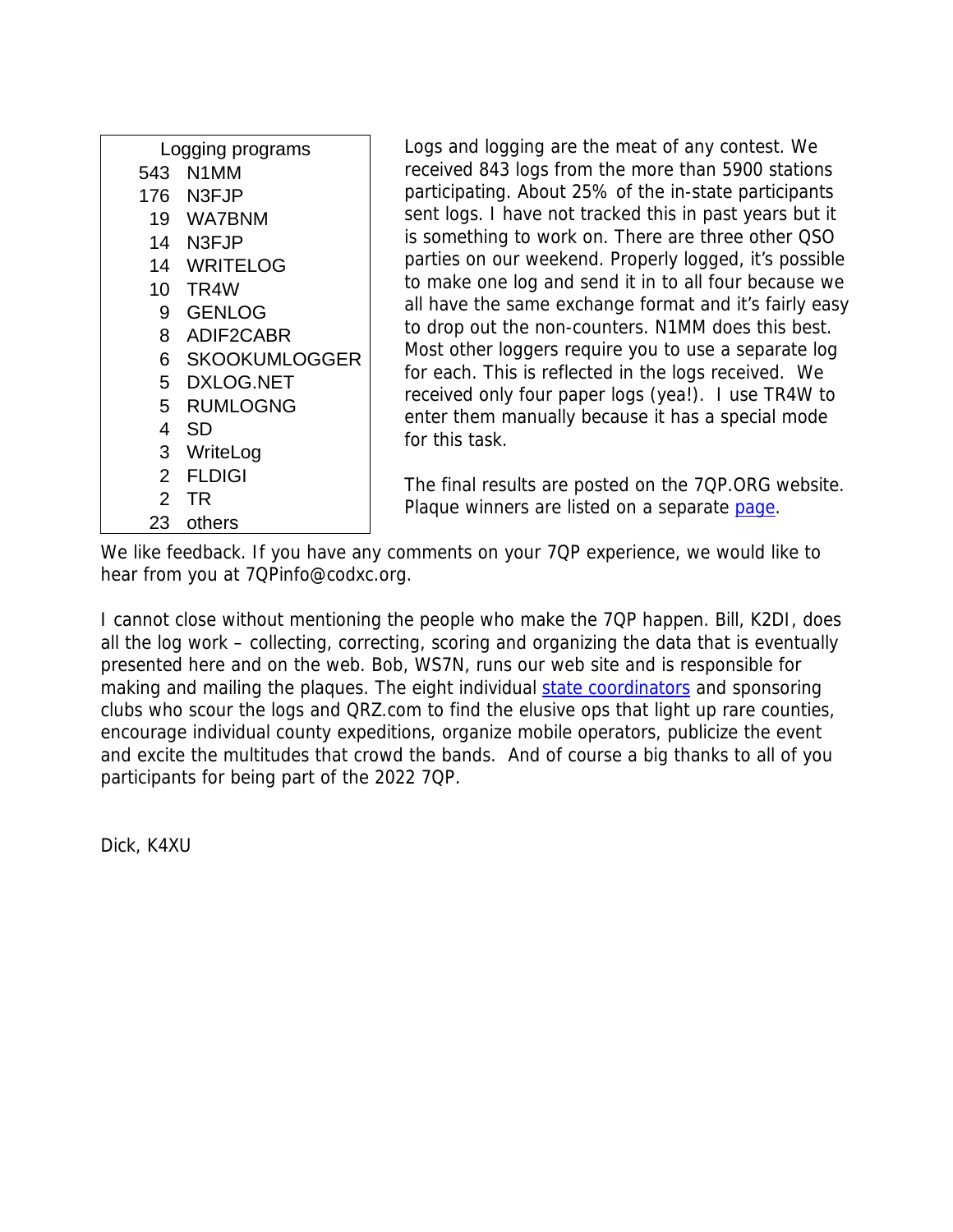| Logging programs | |
|---|---|
| 543 | N1MM |
| 176 | N3FJP |
| 19 | WA7BNM |
| 14 | N3FJP |
| 14 | WRITELOG |
| 10 | TR4W |
| 9 | GENLOG |
| 8 | ADIF2CABR |
| 6 | SKOOKUMLOGGER |
| 5 | DXLOG.NET |
| 5 | RUMLOGNG |
| 4 | SD |
| 3 | WriteLog |
| 2 | FLDIGI |
| 2 | TR |
| 23 | others |

Logs and logging are the meat of any contest. We received 843 logs from the more than 5900 stations participating. About 25% of the in-state participants sent logs. I have not tracked this in past years but it is something to work on. There are three other QSO parties on our weekend. Properly logged, it's possible to make one log and send it in to all four because we all have the same exchange format and it's fairly easy to drop out the non-counters. N1MM does this best. Most other loggers require you to use a separate log for each. This is reflected in the logs received. We received only four paper logs (yea!). I use TR4W to enter them manually because it has a special mode for this task.

The final results are posted on the 7QP.ORG website. Plaque winners are listed on a separate page.

We like feedback. If you have any comments on your 7QP experience, we would like to hear from you at 7QPinfo@codxc.org.

I cannot close without mentioning the people who make the 7QP happen. Bill, K2DI, does all the log work – collecting, correcting, scoring and organizing the data that is eventually presented here and on the web. Bob, WS7N, runs our web site and is responsible for making and mailing the plaques. The eight individual state coordinators and sponsoring clubs who scour the logs and QRZ.com to find the elusive ops that light up rare counties, encourage individual county expeditions, organize mobile operators, publicize the event and excite the multitudes that crowd the bands. And of course a big thanks to all of you participants for being part of the 2022 7QP.

Dick, K4XU